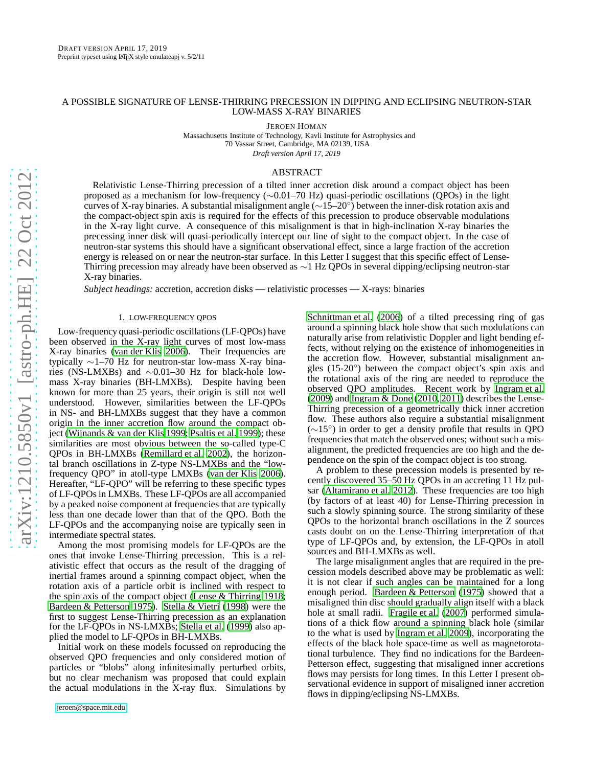DRAFT VERSION APRIL 17, 2019
Preprint typeset using LATEX style emulateapj v. 5/2/11

# A POSSIBLE SIGNATURE OF LENSE-THIRRING PRECESSION IN DIPPING AND ECLIPSING NEUTRON-STAR LOW-MASS X-RAY BINARIES

JEROEN HOMAN

Massachusetts Institute of Technology, Kavli Institute for Astrophysics and
70 Vassar Street, Cambridge, MA 02139, USA

*Draft version April 17, 2019*

## ABSTRACT

Relativistic Lense-Thirring precession of a tilted inner accretion disk around a compact object has been proposed as a mechanism for low-frequency (∼0.01–70 Hz) quasi-periodic oscillations (QPOs) in the light curves of X-ray binaries. A substantial misalignment angle (∼15–20°) between the inner-disk rotation axis and the compact-object spin axis is required for the effects of this precession to produce observable modulations in the X-ray light curve. A consequence of this misalignment is that in high-inclination X-ray binaries the precessing inner disk will quasi-periodically intercept our line of sight to the compact object. In the case of neutron-star systems this should have a significant observational effect, since a large fraction of the accretion energy is released on or near the neutron-star surface. In this Letter I suggest that this specific effect of Lense-Thirring precession may already have been observed as ∼1 Hz QPOs in several dipping/eclipsing neutron-star X-ray binaries.

*Subject headings:* accretion, accretion disks — relativistic processes — X-rays: binaries

## 1. LOW-FREQUENCY QPOS

Low-frequency quasi-periodic oscillations (LF-QPOs) have been observed in the X-ray light curves of most low-mass X-ray binaries (van der Klis 2006). Their frequencies are typically ∼1–70 Hz for neutron-star low-mass X-ray binaries (NS-LMXBs) and ∼0.01–30 Hz for black-hole low-mass X-ray binaries (BH-LMXBs). Despite having been known for more than 25 years, their origin is still not well understood. However, similarities between the LF-QPOs in NS- and BH-LMXBs suggest that they have a common origin in the inner accretion flow around the compact object (Wijnands & van der Klis 1999; Psaltis et al. 1999); these similarities are most obvious between the so-called type-C QPOs in BH-LMXBs (Remillard et al. 2002), the horizontal branch oscillations in Z-type NS-LMXBs and the "low-frequency QPO" in atoll-type LMXBs (van der Klis 2006). Hereafter, "LF-QPO" will be referring to these specific types of LF-QPOs in LMXBs. These LF-QPOs are all accompanied by a peaked noise component at frequencies that are typically less than one decade lower than that of the QPO. Both the LF-QPOs and the accompanying noise are typically seen in intermediate spectral states.

Among the most promising models for LF-QPOs are the ones that invoke Lense-Thirring precession. This is a relativistic effect that occurs as the result of the dragging of inertial frames around a spinning compact object, when the rotation axis of a particle orbit is inclined with respect to the spin axis of the compact object (Lense & Thirring 1918; Bardeen & Petterson 1975). Stella & Vietri (1998) were the first to suggest Lense-Thirring precession as an explanation for the LF-QPOs in NS-LMXBs; Stella et al. (1999) also applied the model to LF-QPOs in BH-LMXBs.

Initial work on these models focussed on reproducing the observed QPO frequencies and only considered motion of particles or "blobs" along infinitesimally perturbed orbits, but no clear mechanism was proposed that could explain the actual modulations in the X-ray flux. Simulations by Schnittman et al. (2006) of a tilted precessing ring of gas around a spinning black hole show that such modulations can naturally arise from relativistic Doppler and light bending effects, without relying on the existence of inhomogeneities in the accretion flow. However, substantial misalignment angles (15-20°) between the compact object's spin axis and the rotational axis of the ring are needed to reproduce the observed QPO amplitudes. Recent work by Ingram et al. (2009) and Ingram & Done (2010, 2011) describes the Lense-Thirring precession of a geometrically thick inner accretion flow. These authors also require a substantial misalignment (∼15°) in order to get a density profile that results in QPO frequencies that match the observed ones; without such a misalignment, the predicted frequencies are too high and the dependence on the spin of the compact object is too strong.

A problem to these precession models is presented by recently discovered 35–50 Hz QPOs in an accreting 11 Hz pulsar (Altamirano et al. 2012). These frequencies are too high (by factors of at least 40) for Lense-Thirring precession in such a slowly spinning source. The strong similarity of these QPOs to the horizontal branch oscillations in the Z sources casts doubt on on the Lense-Thirring interpretation of that type of LF-QPOs and, by extension, the LF-QPOs in atoll sources and BH-LMXBs as well.

The large misalignment angles that are required in the precession models described above may be problematic as well: it is not clear if such angles can be maintained for a long enough period. Bardeen & Petterson (1975) showed that a misaligned thin disc should gradually align itself with a black hole at small radii. Fragile et al. (2007) performed simulations of a thick flow around a spinning black hole (similar to the what is used by Ingram et al. 2009), incorporating the effects of the black hole space-time as well as magnetorotational turbulence. They find no indications for the Bardeen-Petterson effect, suggesting that misaligned inner accretions flows may persists for long times. In this Letter I present observational evidence in support of misaligned inner accretion flows in dipping/eclipsing NS-LMXBs.

jeroen@space.mit.edu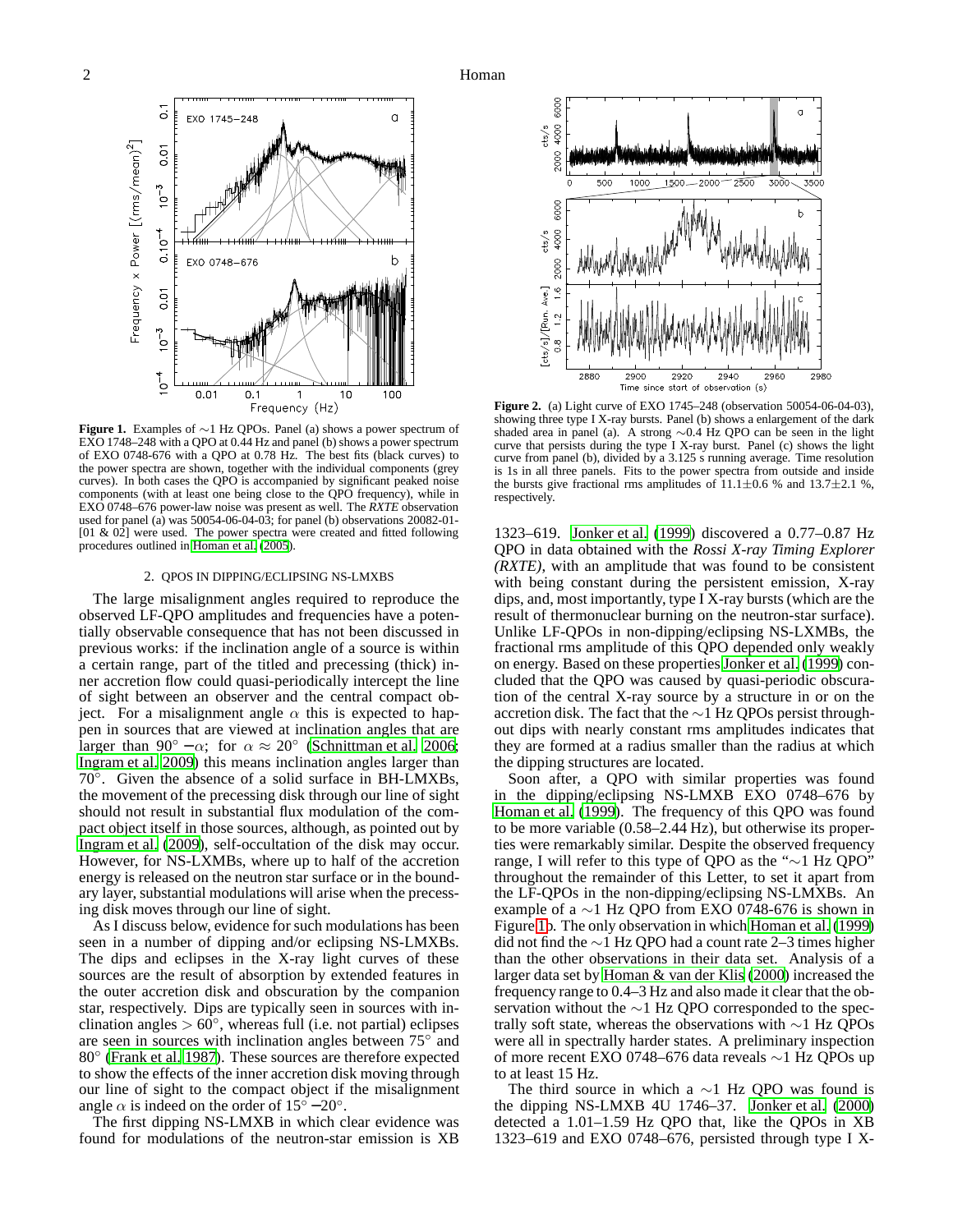**Figure 1.** Examples of $\sim$1 Hz QPOs. Panel (a) shows a power spectrum of EXO 1748–248 with a QPO at 0.44 Hz and panel (b) shows a power spectrum of EXO 0748-676 with a QPO at 0.78 Hz. The best fits (black curves) to the power spectra are shown, together with the individual components (grey curves). In both cases the QPO is accompanied by significant peaked noise components (with at least one being close to the QPO frequency), while in EXO 0748–676 power-law noise was present as well. The *RXTE* observation used for panel (a) was 50054-06-04-03; for panel (b) observations 20082-01-[01 & 02] were used. The power spectra were created and fitted following procedures outlined in Homan et al. (2005).

**Figure 2.** (a) Light curve of EXO 1745–248 (observation 50054-06-04-03), showing three type I X-ray bursts. Panel (b) shows a enlargement of the dark shaded area in panel (a). A strong $\sim$0.4 Hz QPO can be seen in the light curve that persists during the type I X-ray burst. Panel (c) shows the light curve from panel (b), divided by a 3.125 s running average. Time resolution is 1s in all three panels. Fits to the power spectra from outside and inside the bursts give fractional rms amplitudes of 11.1$\pm$0.6 % and 13.7$\pm$2.1 %, respectively.

## 2. QPOS IN DIPPING/ECLIPSING NS-LMXBS

The large misalignment angles required to reproduce the observed LF-QPO amplitudes and frequencies have a potentially observable consequence that has not been discussed in previous works: if the inclination angle of a source is within a certain range, part of the titled and precessing (thick) inner accretion flow could quasi-periodically intercept the line of sight between an observer and the central compact object. For a misalignment angle $\alpha$ this is expected to happen in sources that are viewed at inclination angles that are larger than $90^\circ - \alpha$; for $\alpha \approx 20^\circ$ (Schnittman et al. 2006; Ingram et al. 2009) this means inclination angles larger than $70^\circ$. Given the absence of a solid surface in BH-LMXBs, the movement of the precessing disk through our line of sight should not result in substantial flux modulation of the compact object itself in those sources, although, as pointed out by Ingram et al. (2009), self-occultation of the disk may occur. However, for NS-LXMBs, where up to half of the accretion energy is released on the neutron star surface or in the boundary layer, substantial modulations will arise when the precessing disk moves through our line of sight.

As I discuss below, evidence for such modulations has been seen in a number of dipping and/or eclipsing NS-LMXBs. The dips and eclipses in the X-ray light curves of these sources are the result of absorption by extended features in the outer accretion disk and obscuration by the companion star, respectively. Dips are typically seen in sources with inclination angles $> 60^\circ$, whereas full (i.e. not partial) eclipses are seen in sources with inclination angles between $75^\circ$ and $80^\circ$ (Frank et al. 1987). These sources are therefore expected to show the effects of the inner accretion disk moving through our line of sight to the compact object if the misalignment angle $\alpha$ is indeed on the order of $15^\circ - 20^\circ$.

The first dipping NS-LMXB in which clear evidence was found for modulations of the neutron-star emission is XB 1323–619. Jonker et al. (1999) discovered a 0.77–0.87 Hz QPO in data obtained with the *Rossi X-ray Timing Explorer (RXTE)*, with an amplitude that was found to be consistent with being constant during the persistent emission, X-ray dips, and, most importantly, type I X-ray bursts (which are the result of thermonuclear burning on the neutron-star surface). Unlike LF-QPOs in non-dipping/eclipsing NS-LXMBs, the fractional rms amplitude of this QPO depended only weakly on energy. Based on these properties Jonker et al. (1999) concluded that the QPO was caused by quasi-periodic obscuration of the central X-ray source by a structure in or on the accretion disk. The fact that the $\sim$1 Hz QPOs persist throughout dips with nearly constant rms amplitudes indicates that they are formed at a radius smaller than the radius at which the dipping structures are located.

Soon after, a QPO with similar properties was found in the dipping/eclipsing NS-LMXB EXO 0748–676 by Homan et al. (1999). The frequency of this QPO was found to be more variable (0.58–2.44 Hz), but otherwise its properties were remarkably similar. Despite the observed frequency range, I will refer to this type of QPO as the "$\sim$1 Hz QPO" throughout the remainder of this Letter, to set it apart from the LF-QPOs in the non-dipping/eclipsing NS-LMXBs. An example of a $\sim$1 Hz QPO from EXO 0748-676 is shown in Figure 1b. The only observation in which Homan et al. (1999) did not find the $\sim$1 Hz QPO had a count rate 2–3 times higher than the other observations in their data set. Analysis of a larger data set by Homan & van der Klis (2000) increased the frequency range to 0.4–3 Hz and also made it clear that the observation without the $\sim$1 Hz QPO corresponded to the spectrally soft state, whereas the observations with $\sim$1 Hz QPOs were all in spectrally harder states. A preliminary inspection of more recent EXO 0748–676 data reveals $\sim$1 Hz QPOs up to at least 15 Hz.

The third source in which a $\sim$1 Hz QPO was found is the dipping NS-LMXB 4U 1746–37. Jonker et al. (2000) detected a 1.01–1.59 Hz QPO that, like the QPOs in XB 1323–619 and EXO 0748–676, persisted through type I X-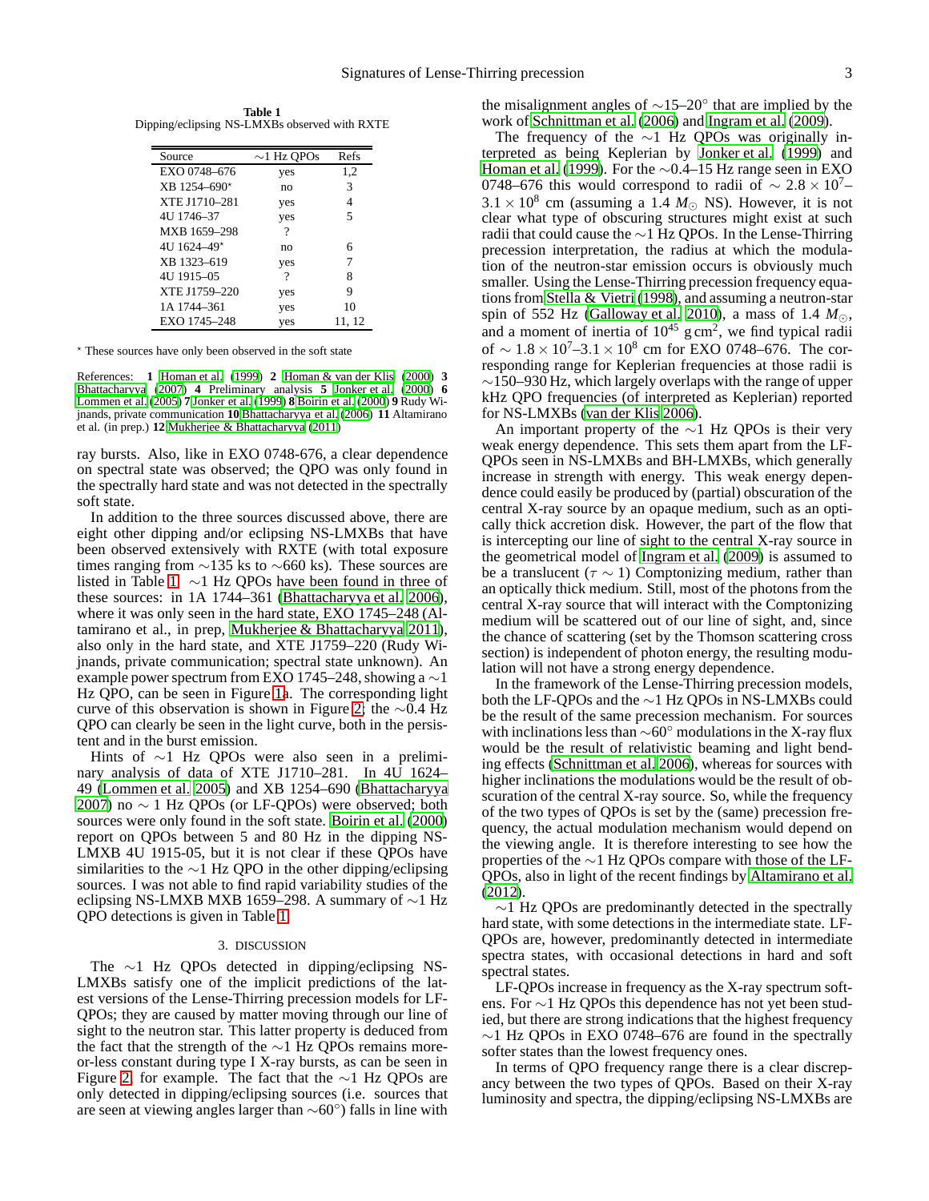**Table 1**
Dipping/eclipsing NS-LMXBs observed with RXTE

| Source | ∼1 Hz QPOs | Refs |
|---|---|---|
| EXO 0748–676 | yes | 1,2 |
| XB 1254–690* | no | 3 |
| XTE J1710–281 | yes | 4 |
| 4U 1746–37 | yes | 5 |
| MXB 1659–298 | ? | |
| 4U 1624–49* | no | 6 |
| XB 1323–619 | yes | 7 |
| 4U 1915–05 | ? | 8 |
| XTE J1759–220 | yes | 9 |
| 1A 1744–361 | yes | 10 |
| EXO 1745–248 | yes | 11, 12 |

* These sources have only been observed in the soft state

References: **1** Homan et al. (1999) **2** Homan & van der Klis (2000) **3** Bhattacharyya (2007) **4** Preliminary analysis **5** Jonker et al. (2000) **6** Lommen et al. (2005) **7** Jonker et al. (1999) **8** Boirin et al. (2000) **9** Rudy Wijnands, private communication **10** Bhattacharyya et al. (2006) **11** Altamirano et al. (in prep.) **12** Mukherjee & Bhattacharyya (2011)

ray bursts. Also, like in EXO 0748-676, a clear dependence on spectral state was observed; the QPO was only found in the spectrally hard state and was not detected in the spectrally soft state.

In addition to the three sources discussed above, there are eight other dipping and/or eclipsing NS-LMXBs that have been observed extensively with RXTE (with total exposure times ranging from ∼135 ks to ∼660 ks). These sources are listed in Table 1. ∼1 Hz QPOs have been found in three of these sources: in 1A 1744–361 (Bhattacharyya et al. 2006), where it was only seen in the hard state, EXO 1745–248 (Altamirano et al., in prep, Mukherjee & Bhattacharyya 2011), also only in the hard state, and XTE J1759–220 (Rudy Wijnands, private communication; spectral state unknown). An example power spectrum from EXO 1745–248, showing a ∼1 Hz QPO, can be seen in Figure 1a. The corresponding light curve of this observation is shown in Figure 2; the ∼0.4 Hz QPO can clearly be seen in the light curve, both in the persistent and in the burst emission.

Hints of ∼1 Hz QPOs were also seen in a preliminary analysis of data of XTE J1710–281. In 4U 1624–49 (Lommen et al. 2005) and XB 1254–690 (Bhattacharyya 2007) no ∼ 1 Hz QPOs (or LF-QPOs) were observed; both sources were only found in the soft state. Boirin et al. (2000) report on QPOs between 5 and 80 Hz in the dipping NS-LMXB 4U 1915-05, but it is not clear if these QPOs have similarities to the ∼1 Hz QPO in the other dipping/eclipsing sources. I was not able to find rapid variability studies of the eclipsing NS-LMXB MXB 1659–298. A summary of ∼1 Hz QPO detections is given in Table 1.

## 3. DISCUSSION

The ∼1 Hz QPOs detected in dipping/eclipsing NS-LMXBs satisfy one of the implicit predictions of the latest versions of the Lense-Thirring precession models for LF-QPOs; they are caused by matter moving through our line of sight to the neutron star. This latter property is deduced from the fact that the strength of the ∼1 Hz QPOs remains more-or-less constant during type I X-ray bursts, as can be seen in Figure 2 for example. The fact that the ∼1 Hz QPOs are only detected in dipping/eclipsing sources (i.e. sources that are seen at viewing angles larger than ∼60°) falls in line with the misalignment angles of ∼15–20° that are implied by the work of Schnittman et al. (2006) and Ingram et al. (2009).

The frequency of the ∼1 Hz QPOs was originally interpreted as being Keplerian by Jonker et al. (1999) and Homan et al. (1999). For the ∼0.4–15 Hz range seen in EXO 0748–676 this would correspond to radii of $\sim 2.8\times10^7$–$3.1\times10^8$ cm (assuming a 1.4 $M_\odot$ NS). However, it is not clear what type of obscuring structures might exist at such radii that could cause the ∼1 Hz QPOs. In the Lense-Thirring precession interpretation, the radius at which the modulation of the neutron-star emission occurs is obviously much smaller. Using the Lense-Thirring precession frequency equations from Stella & Vietri (1998), and assuming a neutron-star spin of 552 Hz (Galloway et al. 2010), a mass of 1.4 $M_\odot$, and a moment of inertia of $10^{45}$ g cm$^2$, we find typical radii of $\sim 1.8\times10^7$–$3.1\times10^8$ cm for EXO 0748–676. The corresponding range for Keplerian frequencies at those radii is ∼150–930 Hz, which largely overlaps with the range of upper kHz QPO frequencies (of interpreted as Keplerian) reported for NS-LMXBs (van der Klis 2006).

An important property of the ∼1 Hz QPOs is their very weak energy dependence. This sets them apart from the LF-QPOs seen in NS-LMXBs and BH-LMXBs, which generally increase in strength with energy. This weak energy dependence could easily be produced by (partial) obscuration of the central X-ray source by an opaque medium, such as an optically thick accretion disk. However, the part of the flow that is intercepting our line of sight to the central X-ray source in the geometrical model of Ingram et al. (2009) is assumed to be a translucent ($\tau\sim1$) Comptonizing medium, rather than an optically thick medium. Still, most of the photons from the central X-ray source that will interact with the Comptonizing medium will be scattered out of our line of sight, and, since the chance of scattering (set by the Thomson scattering cross section) is independent of photon energy, the resulting modulation will not have a strong energy dependence.

In the framework of the Lense-Thirring precession models, both the LF-QPOs and the ∼1 Hz QPOs in NS-LMXBs could be the result of the same precession mechanism. For sources with inclinations less than ∼60° modulations in the X-ray flux would be the result of relativistic beaming and light bending effects (Schnittman et al. 2006), whereas for sources with higher inclinations the modulations would be the result of obscuration of the central X-ray source. So, while the frequency of the two types of QPOs is set by the (same) precession frequency, the actual modulation mechanism would depend on the viewing angle. It is therefore interesting to see how the properties of the ∼1 Hz QPOs compare with those of the LF-QPOs, also in light of the recent findings by Altamirano et al. (2012).

∼1 Hz QPOs are predominantly detected in the spectrally hard state, with some detections in the intermediate state. LF-QPOs are, however, predominantly detected in intermediate spectra states, with occasional detections in hard and soft spectral states.

LF-QPOs increase in frequency as the X-ray spectrum softens. For ∼1 Hz QPOs this dependence has not yet been studied, but there are strong indications that the highest frequency ∼1 Hz QPOs in EXO 0748–676 are found in the spectrally softer states than the lowest frequency ones.

In terms of QPO frequency range there is a clear discrepancy between the two types of QPOs. Based on their X-ray luminosity and spectra, the dipping/eclipsing NS-LMXBs are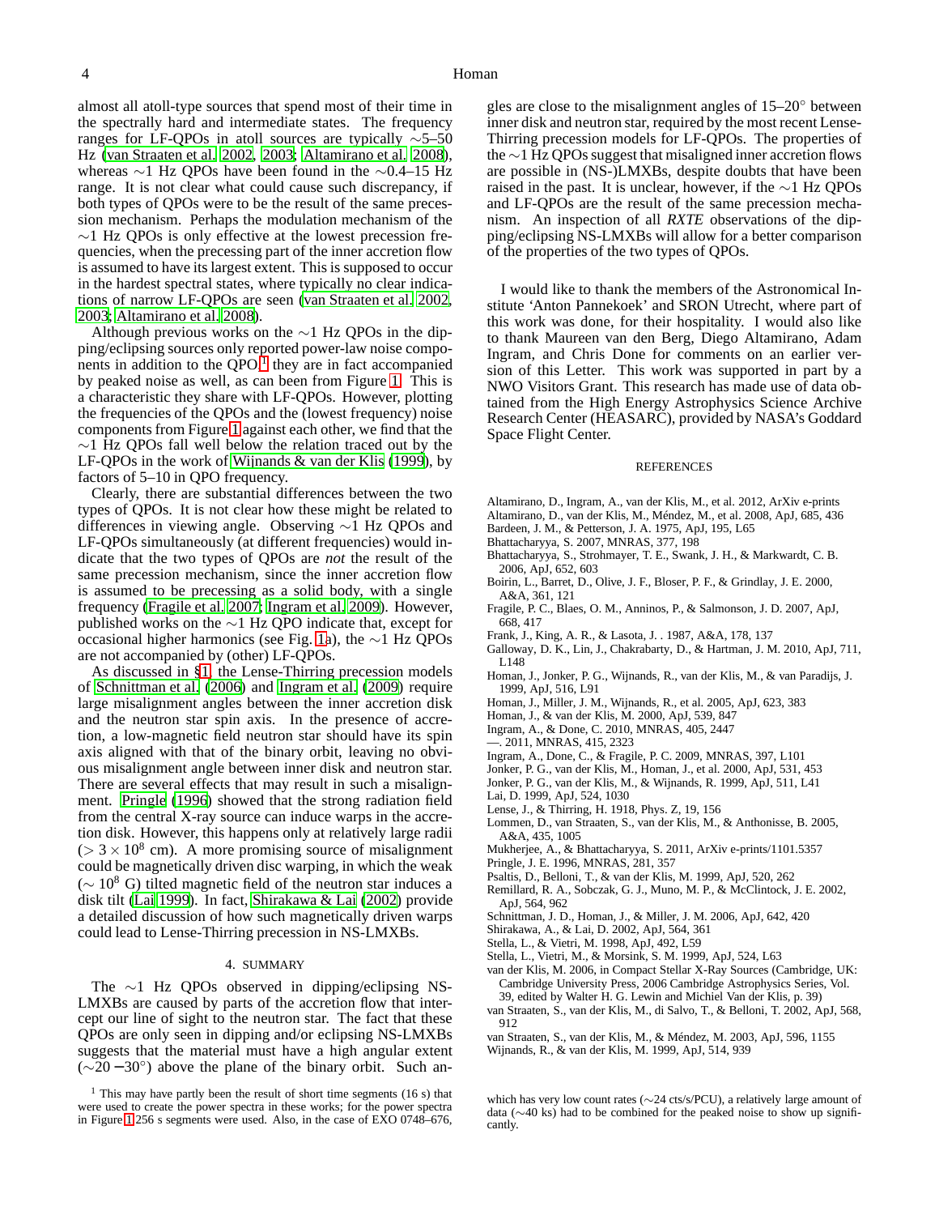almost all atoll-type sources that spend most of their time in the spectrally hard and intermediate states. The frequency ranges for LF-QPOs in atoll sources are typically $\sim$5–50 Hz (van Straaten et al. 2002, 2003; Altamirano et al. 2008), whereas $\sim$1 Hz QPOs have been found in the $\sim$0.4–15 Hz range. It is not clear what could cause such discrepancy, if both types of QPOs were to be the result of the same precession mechanism. Perhaps the modulation mechanism of the $\sim$1 Hz QPOs is only effective at the lowest precession frequencies, when the precessing part of the inner accretion flow is assumed to have its largest extent. This is supposed to occur in the hardest spectral states, where typically no clear indications of narrow LF-QPOs are seen (van Straaten et al. 2002, 2003; Altamirano et al. 2008).

Although previous works on the $\sim$1 Hz QPOs in the dipping/eclipsing sources only reported power-law noise components in addition to the QPO,[1] they are in fact accompanied by peaked noise as well, as can been from Figure 1. This is a characteristic they share with LF-QPOs. However, plotting the frequencies of the QPOs and the (lowest frequency) noise components from Figure 1 against each other, we find that the $\sim$1 Hz QPOs fall well below the relation traced out by the LF-QPOs in the work of Wijnands & van der Klis (1999), by factors of 5–10 in QPO frequency.

Clearly, there are substantial differences between the two types of QPOs. It is not clear how these might be related to differences in viewing angle. Observing $\sim$1 Hz QPOs and LF-QPOs simultaneously (at different frequencies) would indicate that the two types of QPOs are *not* the result of the same precession mechanism, since the inner accretion flow is assumed to be precessing as a solid body, with a single frequency (Fragile et al. 2007; Ingram et al. 2009). However, published works on the $\sim$1 Hz QPO indicate that, except for occasional higher harmonics (see Fig. 1a), the $\sim$1 Hz QPOs are not accompanied by (other) LF-QPOs.

As discussed in §1, the Lense-Thirring precession models of Schnittman et al. (2006) and Ingram et al. (2009) require large misalignment angles between the inner accretion disk and the neutron star spin axis. In the presence of accretion, a low-magnetic field neutron star should have its spin axis aligned with that of the binary orbit, leaving no obvious misalignment angle between inner disk and neutron star. There are several effects that may result in such a misalignment. Pringle (1996) showed that the strong radiation field from the central X-ray source can induce warps in the accretion disk. However, this happens only at relatively large radii ($> 3\times10^8$ cm). A more promising source of misalignment could be magnetically driven disc warping, in which the weak ($\sim 10^8$ G) tilted magnetic field of the neutron star induces a disk tilt (Lai 1999). In fact, Shirakawa & Lai (2002) provide a detailed discussion of how such magnetically driven warps could lead to Lense-Thirring precession in NS-LMXBs.

## 4. SUMMARY

The $\sim$1 Hz QPOs observed in dipping/eclipsing NS-LMXBs are caused by parts of the accretion flow that intercept our line of sight to the neutron star. The fact that these QPOs are only seen in dipping and/or eclipsing NS-LMXBs suggests that the material must have a high angular extent ($\sim 20-30^\circ$) above the plane of the binary orbit. Such angles are close to the misalignment angles of 15–20° between inner disk and neutron star, required by the most recent Lense-Thirring precession models for LF-QPOs. The properties of the $\sim$1 Hz QPOs suggest that misaligned inner accretion flows are possible in (NS-)LMXBs, despite doubts that have been raised in the past. It is unclear, however, if the $\sim$1 Hz QPOs and LF-QPOs are the result of the same precession mechanism. An inspection of all *RXTE* observations of the dipping/eclipsing NS-LMXBs will allow for a better comparison of the properties of the two types of QPOs.

I would like to thank the members of the Astronomical Institute 'Anton Pannekoek' and SRON Utrecht, where part of this work was done, for their hospitality. I would also like to thank Maureen van den Berg, Diego Altamirano, Adam Ingram, and Chris Done for comments on an earlier version of this Letter. This work was supported in part by a NWO Visitors Grant. This research has made use of data obtained from the High Energy Astrophysics Science Archive Research Center (HEASARC), provided by NASA's Goddard Space Flight Center.

[1] This may have partly been the result of short time segments (16 s) that were used to create the power spectra in these works; for the power spectra in Figure 1 256 s segments were used. Also, in the case of EXO 0748–676, which has very low count rates ($\sim$24 cts/s/PCU), a relatively large amount of data ($\sim$40 ks) had to be combined for the peaked noise to show up significantly.

## REFERENCES

Altamirano, D., Ingram, A., van der Klis, M., et al. 2012, ArXiv e-prints
Altamirano, D., van der Klis, M., Méndez, M., et al. 2008, ApJ, 685, 436
Bardeen, J. M., & Petterson, J. A. 1975, ApJ, 195, L65
Bhattacharyya, S. 2007, MNRAS, 377, 198
Bhattacharyya, S., Strohmayer, T. E., Swank, J. H., & Markwardt, C. B. 2006, ApJ, 652, 603
Boirin, L., Barret, D., Olive, J. F., Bloser, P. F., & Grindlay, J. E. 2000, A&A, 361, 121
Fragile, P. C., Blaes, O. M., Anninos, P., & Salmonson, J. D. 2007, ApJ, 668, 417
Frank, J., King, A. R., & Lasota, J. . 1987, A&A, 178, 137
Galloway, D. K., Lin, J., Chakrabarty, D., & Hartman, J. M. 2010, ApJ, 711, L148
Homan, J., Jonker, P. G., Wijnands, R., van der Klis, M., & van Paradijs, J. 1999, ApJ, 516, L91
Homan, J., Miller, J. M., Wijnands, R., et al. 2005, ApJ, 623, 383
Homan, J., & van der Klis, M. 2000, ApJ, 539, 847
Ingram, A., & Done, C. 2010, MNRAS, 405, 2447
—. 2011, MNRAS, 415, 2323
Ingram, A., Done, C., & Fragile, P. C. 2009, MNRAS, 397, L101
Jonker, P. G., van der Klis, M., Homan, J., et al. 2000, ApJ, 531, 453
Jonker, P. G., van der Klis, M., & Wijnands, R. 1999, ApJ, 511, L41
Lai, D. 1999, ApJ, 524, 1030
Lense, J., & Thirring, H. 1918, Phys. Z, 19, 156
Lommen, D., van Straaten, S., van der Klis, M., & Anthonisse, B. 2005, A&A, 435, 1005
Mukherjee, A., & Bhattacharyya, S. 2011, ArXiv e-prints/1101.5357
Pringle, J. E. 1996, MNRAS, 281, 357
Psaltis, D., Belloni, T., & van der Klis, M. 1999, ApJ, 520, 262
Remillard, R. A., Sobczak, G. J., Muno, M. P., & McClintock, J. E. 2002, ApJ, 564, 962
Schnittman, J. D., Homan, J., & Miller, J. M. 2006, ApJ, 642, 420
Shirakawa, A., & Lai, D. 2002, ApJ, 564, 361
Stella, L., & Vietri, M. 1998, ApJ, 492, L59
Stella, L., Vietri, M., & Morsink, S. M. 1999, ApJ, 524, L63
van der Klis, M. 2006, in Compact Stellar X-Ray Sources (Cambridge, UK: Cambridge University Press, 2006 Cambridge Astrophysics Series, Vol. 39, edited by Walter H. G. Lewin and Michiel Van der Klis, p. 39)
van Straaten, S., van der Klis, M., di Salvo, T., & Belloni, T. 2002, ApJ, 568, 912
van Straaten, S., van der Klis, M., & Méndez, M. 2003, ApJ, 596, 1155
Wijnands, R., & van der Klis, M. 1999, ApJ, 514, 939